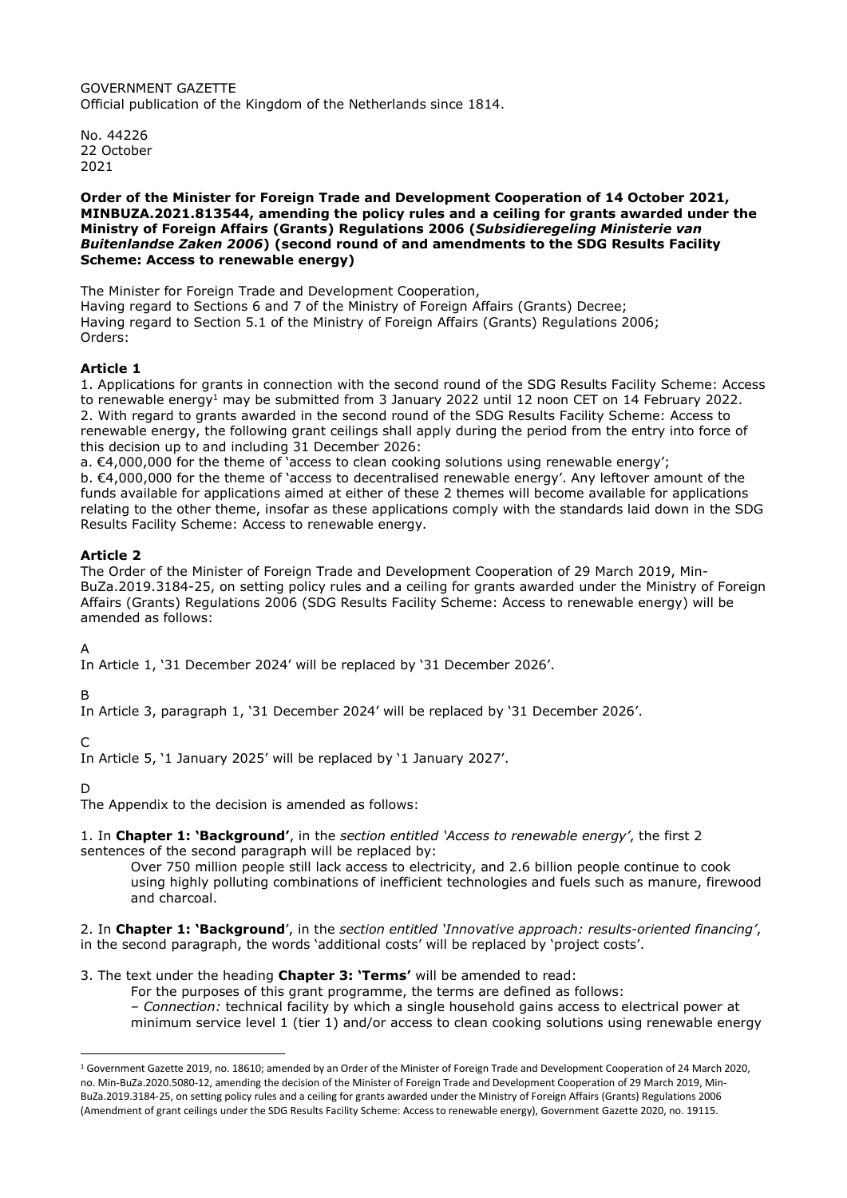GOVERNMENT GAZETTE
Official publication of the Kingdom of the Netherlands since 1814.

No. 44226
22 October
2021

**Order of the Minister for Foreign Trade and Development Cooperation of 14 October 2021, MINBUZA.2021.813544, amending the policy rules and a ceiling for grants awarded under the Ministry of Foreign Affairs (Grants) Regulations 2006 (*Subsidieregeling Ministerie van Buitenlandse Zaken 2006*) (second round of and amendments to the SDG Results Facility Scheme: Access to renewable energy)**

The Minister for Foreign Trade and Development Cooperation,
Having regard to Sections 6 and 7 of the Ministry of Foreign Affairs (Grants) Decree;
Having regard to Section 5.1 of the Ministry of Foreign Affairs (Grants) Regulations 2006;
Orders:

**Article 1**

1. Applications for grants in connection with the second round of the SDG Results Facility Scheme: Access to renewable energy[1] may be submitted from 3 January 2022 until 12 noon CET on 14 February 2022.
2. With regard to grants awarded in the second round of the SDG Results Facility Scheme: Access to renewable energy, the following grant ceilings shall apply during the period from the entry into force of this decision up to and including 31 December 2026:
a. €4,000,000 for the theme of 'access to clean cooking solutions using renewable energy';
b. €4,000,000 for the theme of 'access to decentralised renewable energy'. Any leftover amount of the funds available for applications aimed at either of these 2 themes will become available for applications relating to the other theme, insofar as these applications comply with the standards laid down in the SDG Results Facility Scheme: Access to renewable energy.

**Article 2**

The Order of the Minister of Foreign Trade and Development Cooperation of 29 March 2019, Min-BuZa.2019.3184-25, on setting policy rules and a ceiling for grants awarded under the Ministry of Foreign Affairs (Grants) Regulations 2006 (SDG Results Facility Scheme: Access to renewable energy) will be amended as follows:

A

In Article 1, '31 December 2024' will be replaced by '31 December 2026'.

B

In Article 3, paragraph 1, '31 December 2024' will be replaced by '31 December 2026'.

C

In Article 5, '1 January 2025' will be replaced by '1 January 2027'.

D

The Appendix to the decision is amended as follows:

1. In **Chapter 1: 'Background'**, in the *section entitled 'Access to renewable energy'*, the first 2 sentences of the second paragraph will be replaced by:

   Over 750 million people still lack access to electricity, and 2.6 billion people continue to cook using highly polluting combinations of inefficient technologies and fuels such as manure, firewood and charcoal.

2. In **Chapter 1: 'Background'**, in the *section entitled 'Innovative approach: results-oriented financing'*, in the second paragraph, the words 'additional costs' will be replaced by 'project costs'.

3. The text under the heading **Chapter 3: 'Terms'** will be amended to read:

   For the purposes of this grant programme, the terms are defined as follows:
   – *Connection:* technical facility by which a single household gains access to electrical power at minimum service level 1 (tier 1) and/or access to clean cooking solutions using renewable energy

[1] Government Gazette 2019, no. 18610; amended by an Order of the Minister of Foreign Trade and Development Cooperation of 24 March 2020, no. Min-BuZa.2020.5080-12, amending the decision of the Minister of Foreign Trade and Development Cooperation of 29 March 2019, Min-BuZa.2019.3184-25, on setting policy rules and a ceiling for grants awarded under the Ministry of Foreign Affairs (Grants) Regulations 2006 (Amendment of grant ceilings under the SDG Results Facility Scheme: Access to renewable energy), Government Gazette 2020, no. 19115.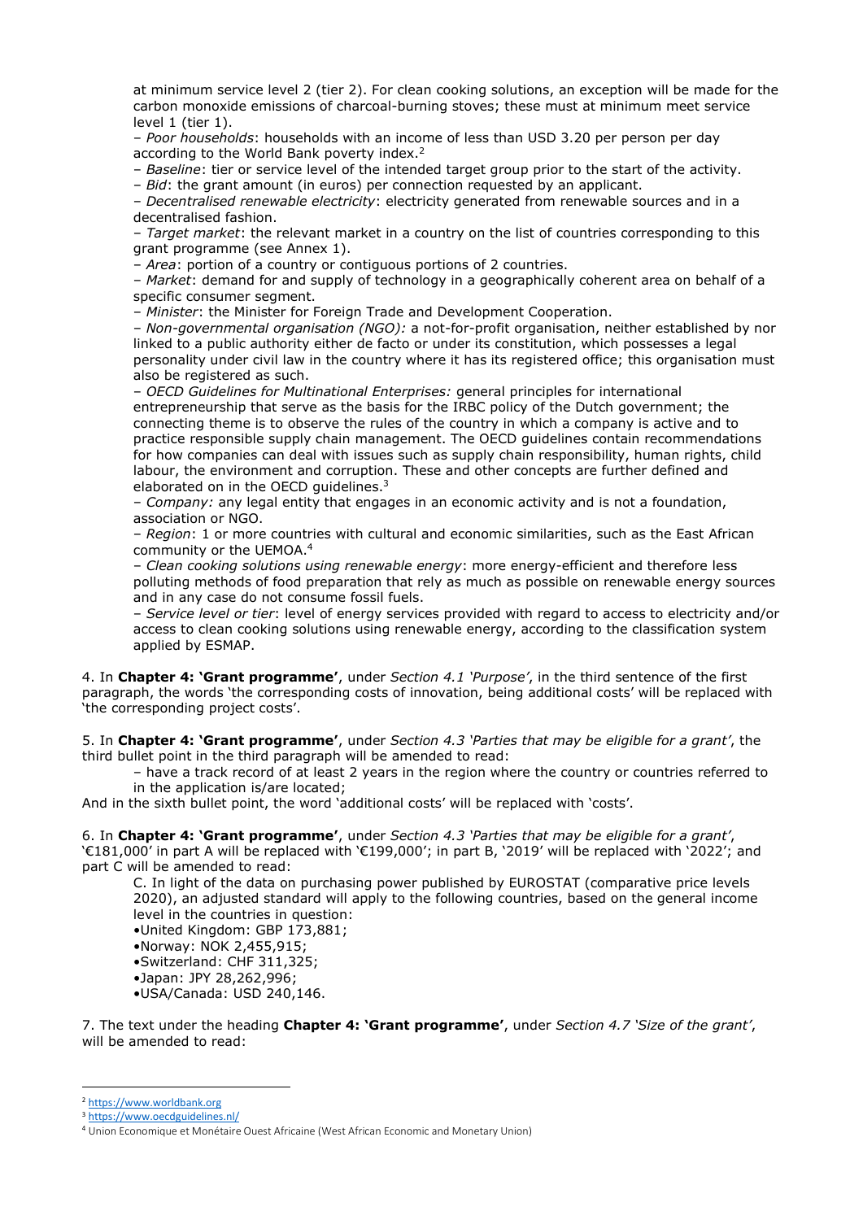at minimum service level 2 (tier 2). For clean cooking solutions, an exception will be made for the carbon monoxide emissions of charcoal-burning stoves; these must at minimum meet service level 1 (tier 1).

– *Poor households*: households with an income of less than USD 3.20 per person per day according to the World Bank poverty index.[2]

– *Baseline*: tier or service level of the intended target group prior to the start of the activity.

– *Bid*: the grant amount (in euros) per connection requested by an applicant.

– *Decentralised renewable electricity*: electricity generated from renewable sources and in a decentralised fashion.

– *Target market*: the relevant market in a country on the list of countries corresponding to this grant programme (see Annex 1).

– *Area*: portion of a country or contiguous portions of 2 countries.

– *Market*: demand for and supply of technology in a geographically coherent area on behalf of a specific consumer segment.

– *Minister*: the Minister for Foreign Trade and Development Cooperation.

– *Non-governmental organisation (NGO):* a not-for-profit organisation, neither established by nor linked to a public authority either de facto or under its constitution, which possesses a legal personality under civil law in the country where it has its registered office; this organisation must also be registered as such.

– *OECD Guidelines for Multinational Enterprises:* general principles for international entrepreneurship that serve as the basis for the IRBC policy of the Dutch government; the connecting theme is to observe the rules of the country in which a company is active and to practice responsible supply chain management. The OECD guidelines contain recommendations for how companies can deal with issues such as supply chain responsibility, human rights, child labour, the environment and corruption. These and other concepts are further defined and elaborated on in the OECD guidelines.[3]

– *Company:* any legal entity that engages in an economic activity and is not a foundation, association or NGO.

– *Region*: 1 or more countries with cultural and economic similarities, such as the East African community or the UEMOA.[4]

– *Clean cooking solutions using renewable energy*: more energy-efficient and therefore less polluting methods of food preparation that rely as much as possible on renewable energy sources and in any case do not consume fossil fuels.

– *Service level or tier*: level of energy services provided with regard to access to electricity and/or access to clean cooking solutions using renewable energy, according to the classification system applied by ESMAP.

4. In **Chapter 4: 'Grant programme'**, under *Section 4.1 'Purpose'*, in the third sentence of the first paragraph, the words 'the corresponding costs of innovation, being additional costs' will be replaced with 'the corresponding project costs'.

5. In **Chapter 4: 'Grant programme'**, under *Section 4.3 'Parties that may be eligible for a grant'*, the third bullet point in the third paragraph will be amended to read:

– have a track record of at least 2 years in the region where the country or countries referred to in the application is/are located;

And in the sixth bullet point, the word 'additional costs' will be replaced with 'costs'.

6. In **Chapter 4: 'Grant programme'**, under *Section 4.3 'Parties that may be eligible for a grant'*, '€181,000' in part A will be replaced with '€199,000'; in part B, '2019' will be replaced with '2022'; and part C will be amended to read:

C. In light of the data on purchasing power published by EUROSTAT (comparative price levels 2020), an adjusted standard will apply to the following countries, based on the general income level in the countries in question:

- United Kingdom: GBP 173,881;
- Norway: NOK 2,455,915;
- Switzerland: CHF 311,325;
- Japan: JPY 28,262,996;
- USA/Canada: USD 240,146.

7. The text under the heading **Chapter 4: 'Grant programme'**, under *Section 4.7 'Size of the grant'*, will be amended to read:

---

[2] https://www.worldbank.org

[3] https://www.oecdguidelines.nl/

[4] Union Economique et Monétaire Ouest Africaine (West African Economic and Monetary Union)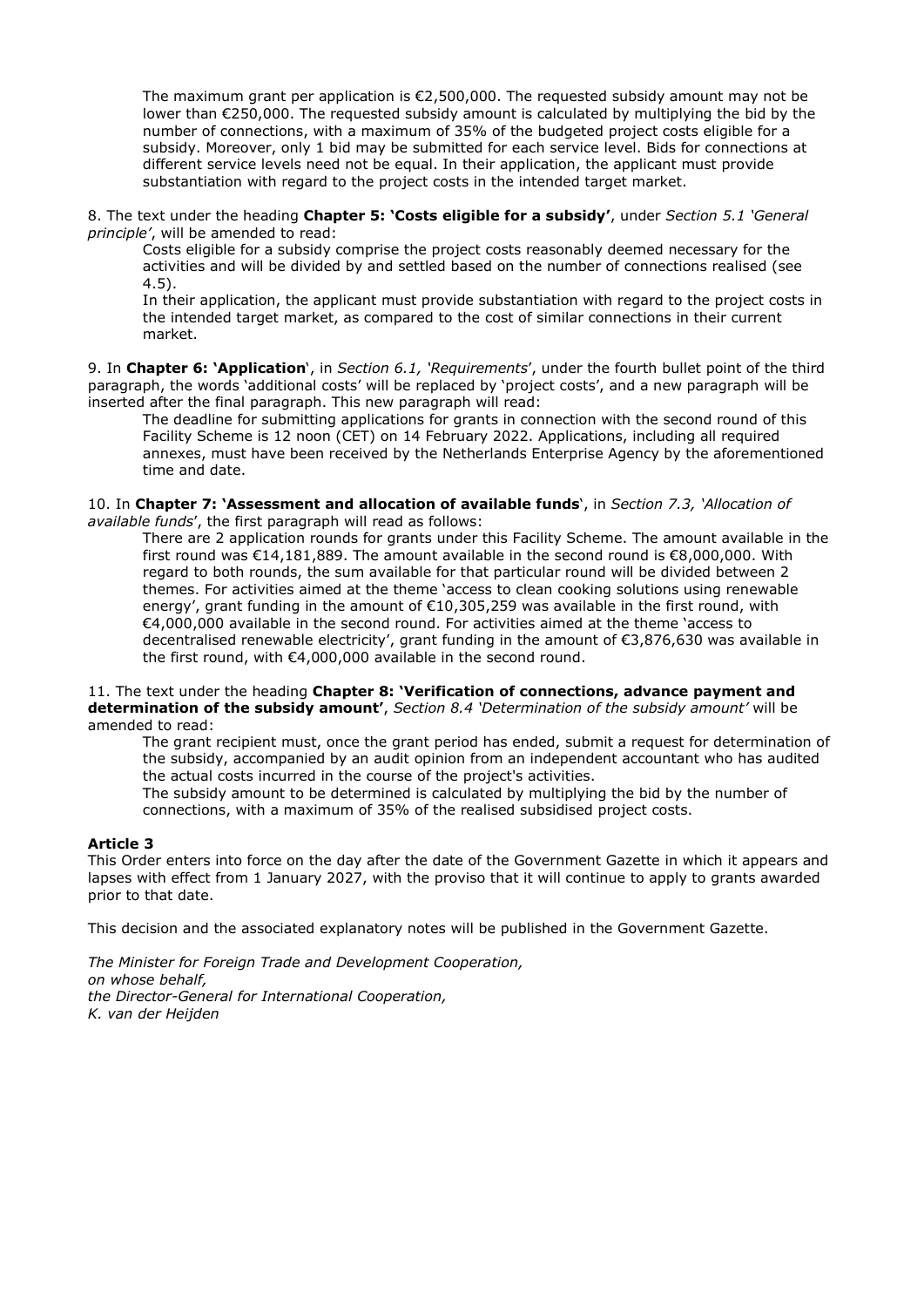The maximum grant per application is €2,500,000. The requested subsidy amount may not be lower than €250,000. The requested subsidy amount is calculated by multiplying the bid by the number of connections, with a maximum of 35% of the budgeted project costs eligible for a subsidy. Moreover, only 1 bid may be submitted for each service level. Bids for connections at different service levels need not be equal. In their application, the applicant must provide substantiation with regard to the project costs in the intended target market.

8. The text under the heading **Chapter 5: 'Costs eligible for a subsidy'**, under *Section 5.1 'General principle'*, will be amended to read:

> Costs eligible for a subsidy comprise the project costs reasonably deemed necessary for the activities and will be divided by and settled based on the number of connections realised (see 4.5).
>
> In their application, the applicant must provide substantiation with regard to the project costs in the intended target market, as compared to the cost of similar connections in their current market.

9. In **Chapter 6: 'Application'**, in *Section 6.1, 'Requirements'*, under the fourth bullet point of the third paragraph, the words 'additional costs' will be replaced by 'project costs', and a new paragraph will be inserted after the final paragraph. This new paragraph will read:

> The deadline for submitting applications for grants in connection with the second round of this Facility Scheme is 12 noon (CET) on 14 February 2022. Applications, including all required annexes, must have been received by the Netherlands Enterprise Agency by the aforementioned time and date.

10. In **Chapter 7: 'Assessment and allocation of available funds'**, in *Section 7.3, 'Allocation of available funds'*, the first paragraph will read as follows:

> There are 2 application rounds for grants under this Facility Scheme. The amount available in the first round was €14,181,889. The amount available in the second round is €8,000,000. With regard to both rounds, the sum available for that particular round will be divided between 2 themes. For activities aimed at the theme 'access to clean cooking solutions using renewable energy', grant funding in the amount of €10,305,259 was available in the first round, with €4,000,000 available in the second round. For activities aimed at the theme 'access to decentralised renewable electricity', grant funding in the amount of €3,876,630 was available in the first round, with €4,000,000 available in the second round.

11. The text under the heading **Chapter 8: 'Verification of connections, advance payment and determination of the subsidy amount'**, *Section 8.4 'Determination of the subsidy amount'* will be amended to read:

> The grant recipient must, once the grant period has ended, submit a request for determination of the subsidy, accompanied by an audit opinion from an independent accountant who has audited the actual costs incurred in the course of the project's activities.
>
> The subsidy amount to be determined is calculated by multiplying the bid by the number of connections, with a maximum of 35% of the realised subsidised project costs.

**Article 3**

This Order enters into force on the day after the date of the Government Gazette in which it appears and lapses with effect from 1 January 2027, with the proviso that it will continue to apply to grants awarded prior to that date.

This decision and the associated explanatory notes will be published in the Government Gazette.

*The Minister for Foreign Trade and Development Cooperation,*
*on whose behalf,*
*the Director-General for International Cooperation,*
*K. van der Heijden*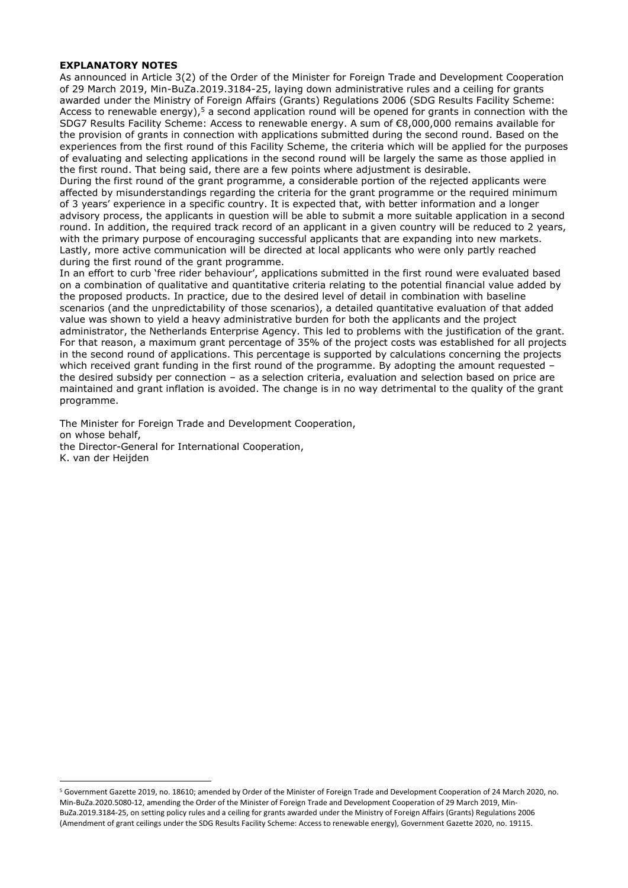**EXPLANATORY NOTES**

As announced in Article 3(2) of the Order of the Minister for Foreign Trade and Development Cooperation of 29 March 2019, Min-BuZa.2019.3184-25, laying down administrative rules and a ceiling for grants awarded under the Ministry of Foreign Affairs (Grants) Regulations 2006 (SDG Results Facility Scheme: Access to renewable energy),[5] a second application round will be opened for grants in connection with the SDG7 Results Facility Scheme: Access to renewable energy. A sum of €8,000,000 remains available for the provision of grants in connection with applications submitted during the second round. Based on the experiences from the first round of this Facility Scheme, the criteria which will be applied for the purposes of evaluating and selecting applications in the second round will be largely the same as those applied in the first round. That being said, there are a few points where adjustment is desirable.

During the first round of the grant programme, a considerable portion of the rejected applicants were affected by misunderstandings regarding the criteria for the grant programme or the required minimum of 3 years' experience in a specific country. It is expected that, with better information and a longer advisory process, the applicants in question will be able to submit a more suitable application in a second round. In addition, the required track record of an applicant in a given country will be reduced to 2 years, with the primary purpose of encouraging successful applicants that are expanding into new markets. Lastly, more active communication will be directed at local applicants who were only partly reached during the first round of the grant programme.

In an effort to curb 'free rider behaviour', applications submitted in the first round were evaluated based on a combination of qualitative and quantitative criteria relating to the potential financial value added by the proposed products. In practice, due to the desired level of detail in combination with baseline scenarios (and the unpredictability of those scenarios), a detailed quantitative evaluation of that added value was shown to yield a heavy administrative burden for both the applicants and the project administrator, the Netherlands Enterprise Agency. This led to problems with the justification of the grant. For that reason, a maximum grant percentage of 35% of the project costs was established for all projects in the second round of applications. This percentage is supported by calculations concerning the projects which received grant funding in the first round of the programme. By adopting the amount requested – the desired subsidy per connection – as a selection criteria, evaluation and selection based on price are maintained and grant inflation is avoided. The change is in no way detrimental to the quality of the grant programme.

The Minister for Foreign Trade and Development Cooperation,
on whose behalf,
the Director-General for International Cooperation,
K. van der Heijden

---

[5] Government Gazette 2019, no. 18610; amended by Order of the Minister of Foreign Trade and Development Cooperation of 24 March 2020, no. Min-BuZa.2020.5080-12, amending the Order of the Minister of Foreign Trade and Development Cooperation of 29 March 2019, Min-BuZa.2019.3184-25, on setting policy rules and a ceiling for grants awarded under the Ministry of Foreign Affairs (Grants) Regulations 2006 (Amendment of grant ceilings under the SDG Results Facility Scheme: Access to renewable energy), Government Gazette 2020, no. 19115.